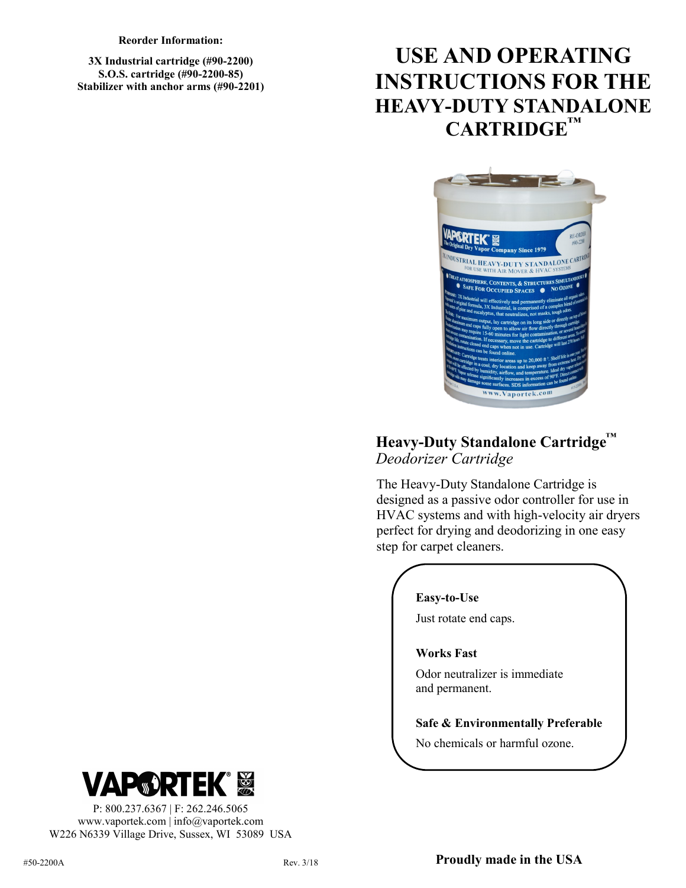**Reorder Information:**

**3X Industrial cartridge (#90-2200)**
**S.O.S. cartridge (#90-2200-85)**
**Stabilizer with anchor arms (#90-2201)**

# USE AND OPERATING INSTRUCTIONS FOR THE HEAVY-DUTY STANDALONE CARTRIDGE™

## Heavy-Duty Standalone Cartridge™

*Deodorizer Cartridge*

The Heavy-Duty Standalone Cartridge is designed as a passive odor controller for use in HVAC systems and with high-velocity air dryers perfect for drying and deodorizing in one easy step for carpet cleaners.

**Easy-to-Use**

Just rotate end caps.

**Works Fast**

Odor neutralizer is immediate and permanent.

**Safe & Environmentally Preferable**

No chemicals or harmful ozone.

VAPORTEK®

P: 800.237.6367 | F: 262.246.5065
www.vaportek.com | info@vaportek.com
W226 N6339 Village Drive, Sussex, WI 53089 USA

#50-2200A Rev. 3/18

**Proudly made in the USA**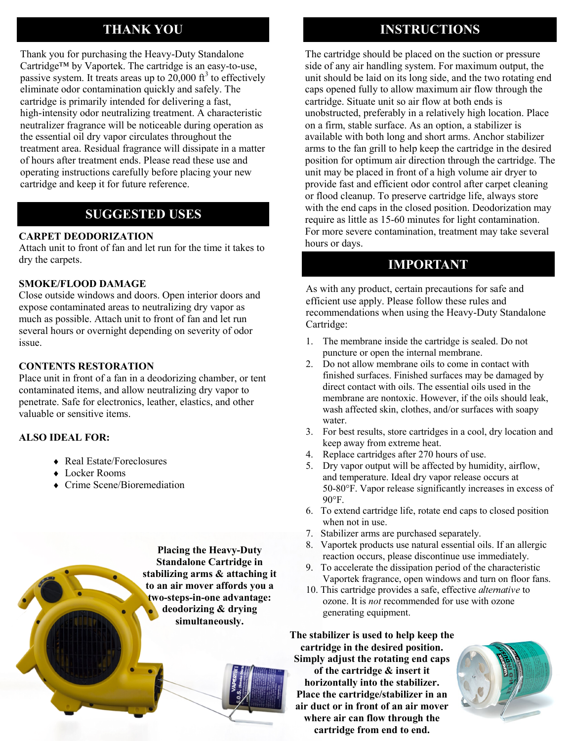## THANK YOU

Thank you for purchasing the Heavy-Duty Standalone Cartridge™ by Vaportek. The cartridge is an easy-to-use, passive system. It treats areas up to 20,000 $ft^3$ to effectively eliminate odor contamination quickly and safely. The cartridge is primarily intended for delivering a fast, high-intensity odor neutralizing treatment. A characteristic neutralizer fragrance will be noticeable during operation as the essential oil dry vapor circulates throughout the treatment area. Residual fragrance will dissipate in a matter of hours after treatment ends. Please read these use and operating instructions carefully before placing your new cartridge and keep it for future reference.

## SUGGESTED USES

**CARPET DEODORIZATION**
Attach unit to front of fan and let run for the time it takes to dry the carpets.

**SMOKE/FLOOD DAMAGE**
Close outside windows and doors. Open interior doors and expose contaminated areas to neutralizing dry vapor as much as possible. Attach unit to front of fan and let run several hours or overnight depending on severity of odor issue.

**CONTENTS RESTORATION**
Place unit in front of a fan in a deodorizing chamber, or tent contaminated items, and allow neutralizing dry vapor to penetrate. Safe for electronics, leather, elastics, and other valuable or sensitive items.

**ALSO IDEAL FOR:**

- Real Estate/Foreclosures
- Locker Rooms
- Crime Scene/Bioremediation

**Placing the Heavy-Duty Standalone Cartridge in stabilizing arms & attaching it to an air mover affords you a two-steps-in-one advantage: deodorizing & drying simultaneously.**

## INSTRUCTIONS

The cartridge should be placed on the suction or pressure side of any air handling system. For maximum output, the unit should be laid on its long side, and the two rotating end caps opened fully to allow maximum air flow through the cartridge. Situate unit so air flow at both ends is unobstructed, preferably in a relatively high location. Place on a firm, stable surface. As an option, a stabilizer is available with both long and short arms. Anchor stabilizer arms to the fan grill to help keep the cartridge in the desired position for optimum air direction through the cartridge. The unit may be placed in front of a high volume air dryer to provide fast and efficient odor control after carpet cleaning or flood cleanup. To preserve cartridge life, always store with the end caps in the closed position. Deodorization may require as little as 15-60 minutes for light contamination. For more severe contamination, treatment may take several hours or days.

## IMPORTANT

As with any product, certain precautions for safe and efficient use apply. Please follow these rules and recommendations when using the Heavy-Duty Standalone Cartridge:

1. The membrane inside the cartridge is sealed. Do not puncture or open the internal membrane.
2. Do not allow membrane oils to come in contact with finished surfaces. Finished surfaces may be damaged by direct contact with oils. The essential oils used in the membrane are nontoxic. However, if the oils should leak, wash affected skin, clothes, and/or surfaces with soapy water.
3. For best results, store cartridges in a cool, dry location and keep away from extreme heat.
4. Replace cartridges after 270 hours of use.
5. Dry vapor output will be affected by humidity, airflow, and temperature. Ideal dry vapor release occurs at 50-80°F. Vapor release significantly increases in excess of 90°F.
6. To extend cartridge life, rotate end caps to closed position when not in use.
7. Stabilizer arms are purchased separately.
8. Vaportek products use natural essential oils. If an allergic reaction occurs, please discontinue use immediately.
9. To accelerate the dissipation period of the characteristic Vaportek fragrance, open windows and turn on floor fans.
10. This cartridge provides a safe, effective *alternative* to ozone. It is *not* recommended for use with ozone generating equipment.

**The stabilizer is used to help keep the cartridge in the desired position. Simply adjust the rotating end caps of the cartridge & insert it horizontally into the stabilizer. Place the cartridge/stabilizer in an air duct or in front of an air mover where air can flow through the cartridge from end to end.**